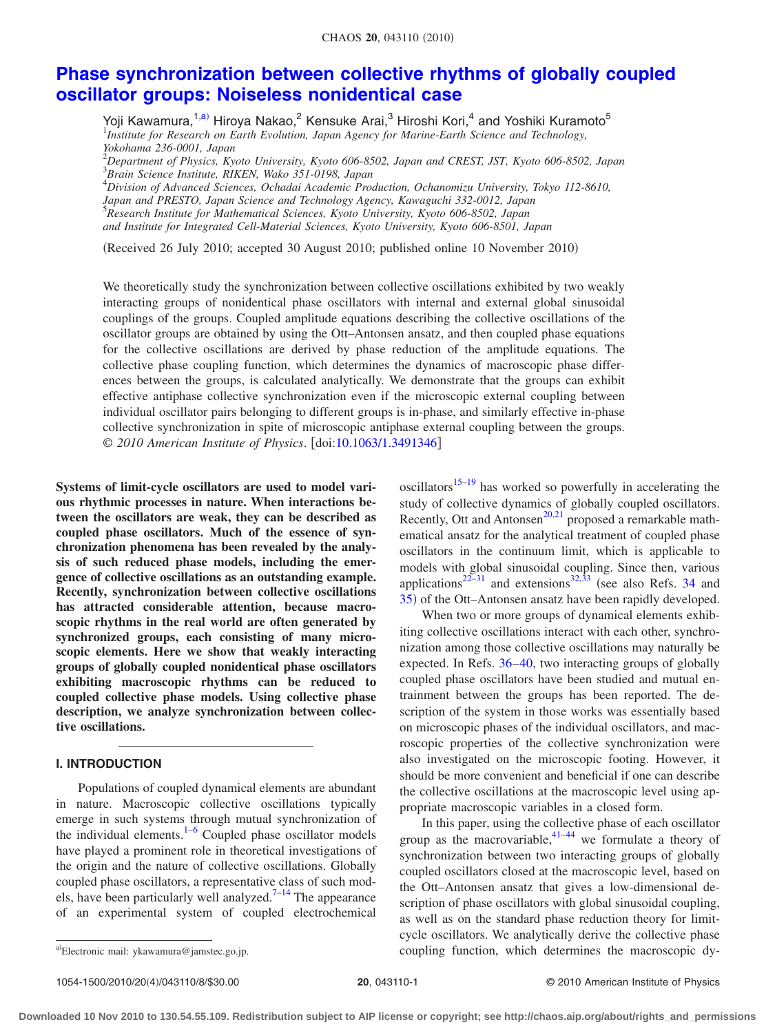# Phase synchronization between collective rhythms of globally coupled oscillator groups: Noiseless nonidentical case

Yoji Kawamura,[1,a)] Hiroya Nakao,[2] Kensuke Arai,[3] Hiroshi Kori,[4] and Yoshiki Kuramoto[5]

[1]Institute for Research on Earth Evolution, Japan Agency for Marine-Earth Science and Technology, Yokohama 236-0001, Japan
[2]Department of Physics, Kyoto University, Kyoto 606-8502, Japan and CREST, JST, Kyoto 606-8502, Japan
[3]Brain Science Institute, RIKEN, Wako 351-0198, Japan
[4]Division of Advanced Sciences, Ochadai Academic Production, Ochanomizu University, Tokyo 112-8610, Japan and PRESTO, Japan Science and Technology Agency, Kawaguchi 332-0012, Japan
[5]Research Institute for Mathematical Sciences, Kyoto University, Kyoto 606-8502, Japan and Institute for Integrated Cell-Material Sciences, Kyoto University, Kyoto 606-8501, Japan

(Received 26 July 2010; accepted 30 August 2010; published online 10 November 2010)

We theoretically study the synchronization between collective oscillations exhibited by two weakly interacting groups of nonidentical phase oscillators with internal and external global sinusoidal couplings of the groups. Coupled amplitude equations describing the collective oscillations of the oscillator groups are obtained by using the Ott–Antonsen ansatz, and then coupled phase equations for the collective oscillations are derived by phase reduction of the amplitude equations. The collective phase coupling function, which determines the dynamics of macroscopic phase differences between the groups, is calculated analytically. We demonstrate that the groups can exhibit effective antiphase collective synchronization even if the microscopic external coupling between individual oscillator pairs belonging to different groups is in-phase, and similarly effective in-phase collective synchronization in spite of microscopic antiphase external coupling between the groups. © *2010 American Institute of Physics*. [doi:10.1063/1.3491346]

**Systems of limit-cycle oscillators are used to model various rhythmic processes in nature. When interactions between the oscillators are weak, they can be described as coupled phase oscillators. Much of the essence of synchronization phenomena has been revealed by the analysis of such reduced phase models, including the emergence of collective oscillations as an outstanding example. Recently, synchronization between collective oscillations has attracted considerable attention, because macroscopic rhythms in the real world are often generated by synchronized groups, each consisting of many microscopic elements. Here we show that weakly interacting groups of globally coupled nonidentical phase oscillators exhibiting macroscopic rhythms can be reduced to coupled collective phase models. Using collective phase description, we analyze synchronization between collective oscillations.**

## I. INTRODUCTION

Populations of coupled dynamical elements are abundant in nature. Macroscopic collective oscillations typically emerge in such systems through mutual synchronization of the individual elements.[1–6] Coupled phase oscillator models have played a prominent role in theoretical investigations of the origin and the nature of collective oscillations. Globally coupled phase oscillators, a representative class of such models, have been particularly well analyzed.[7–14] The appearance of an experimental system of coupled electrochemical oscillators[15–19] has worked so powerfully in accelerating the study of collective dynamics of globally coupled oscillators. Recently, Ott and Antonsen[20,21] proposed a remarkable mathematical ansatz for the analytical treatment of coupled phase oscillators in the continuum limit, which is applicable to models with global sinusoidal coupling. Since then, various applications[22–31] and extensions[32,33] (see also Refs. 34 and 35) of the Ott–Antonsen ansatz have been rapidly developed.

When two or more groups of dynamical elements exhibiting collective oscillations interact with each other, synchronization among those collective oscillations may naturally be expected. In Refs. 36–40, two interacting groups of globally coupled phase oscillators have been studied and mutual entrainment between the groups has been reported. The description of the system in those works was essentially based on microscopic phases of the individual oscillators, and macroscopic properties of the collective synchronization were also investigated on the microscopic footing. However, it should be more convenient and beneficial if one can describe the collective oscillations at the macroscopic level using appropriate macroscopic variables in a closed form.

In this paper, using the collective phase of each oscillator group as the macrovariable,[41–44] we formulate a theory of synchronization between two interacting groups of globally coupled oscillators closed at the macroscopic level, based on the Ott–Antonsen ansatz that gives a low-dimensional description of phase oscillators with global sinusoidal coupling, as well as on the standard phase reduction theory for limit-cycle oscillators. We analytically derive the collective phase coupling function, which determines the macroscopic dy-

[a)]Electronic mail: ykawamura@jamstec.go.jp.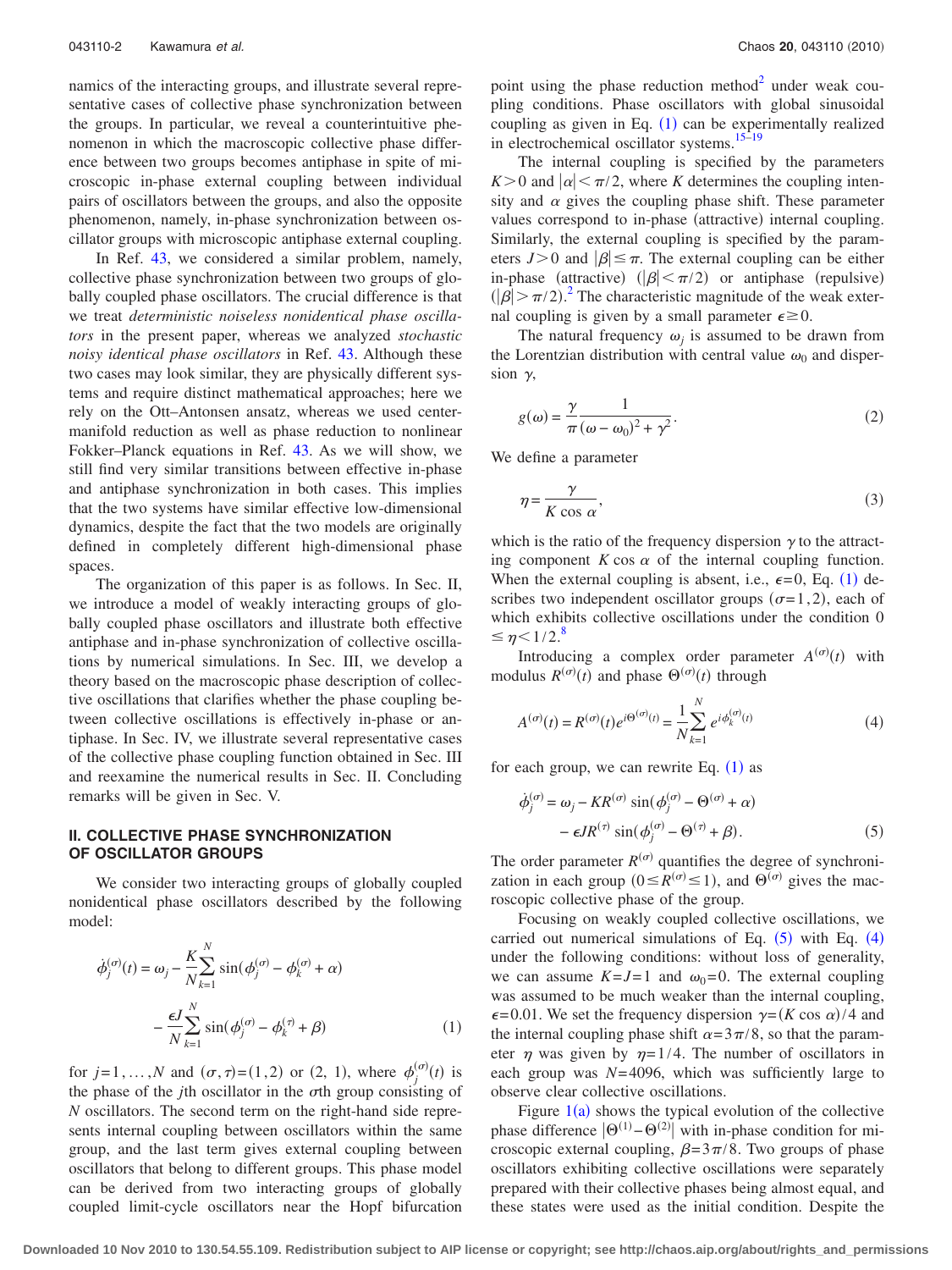namics of the interacting groups, and illustrate several representative cases of collective phase synchronization between the groups. In particular, we reveal a counterintuitive phenomenon in which the macroscopic collective phase difference between two groups becomes antiphase in spite of microscopic in-phase external coupling between individual pairs of oscillators between the groups, and also the opposite phenomenon, namely, in-phase synchronization between oscillator groups with microscopic antiphase external coupling.

In Ref. 43, we considered a similar problem, namely, collective phase synchronization between two groups of globally coupled phase oscillators. The crucial difference is that we treat *deterministic noiseless nonidentical phase oscillators* in the present paper, whereas we analyzed *stochastic noisy identical phase oscillators* in Ref. 43. Although these two cases may look similar, they are physically different systems and require distinct mathematical approaches; here we rely on the Ott–Antonsen ansatz, whereas we used center-manifold reduction as well as phase reduction to nonlinear Fokker–Planck equations in Ref. 43. As we will show, we still find very similar transitions between effective in-phase and antiphase synchronization in both cases. This implies that the two systems have similar effective low-dimensional dynamics, despite the fact that the two models are originally defined in completely different high-dimensional phase spaces.

The organization of this paper is as follows. In Sec. II, we introduce a model of weakly interacting groups of globally coupled phase oscillators and illustrate both effective antiphase and in-phase synchronization of collective oscillations by numerical simulations. In Sec. III, we develop a theory based on the macroscopic phase description of collective oscillations that clarifies whether the phase coupling between collective oscillations is effectively in-phase or antiphase. In Sec. IV, we illustrate several representative cases of the collective phase coupling function obtained in Sec. III and reexamine the numerical results in Sec. II. Concluding remarks will be given in Sec. V.

## II. COLLECTIVE PHASE SYNCHRONIZATION OF OSCILLATOR GROUPS

We consider two interacting groups of globally coupled nonidentical phase oscillators described by the following model:

$$\dot{\phi}_j^{(\sigma)}(t) = \omega_j - \frac{K}{N}\sum_{k=1}^{N} \sin(\phi_j^{(\sigma)} - \phi_k^{(\sigma)} + \alpha) - \frac{\epsilon J}{N}\sum_{k=1}^{N} \sin(\phi_j^{(\sigma)} - \phi_k^{(\tau)} + \beta) \tag{1}$$

for $j=1,\ldots,N$ and $(\sigma,\tau)=(1,2)$ or $(2,1)$, where $\phi_j^{(\sigma)}(t)$ is the phase of the $j$th oscillator in the $\sigma$th group consisting of $N$ oscillators. The second term on the right-hand side represents internal coupling between oscillators within the same group, and the last term gives external coupling between oscillators that belong to different groups. This phase model can be derived from two interacting groups of globally coupled limit-cycle oscillators near the Hopf bifurcation point using the phase reduction method[2] under weak coupling conditions. Phase oscillators with global sinusoidal coupling as given in Eq. (1) can be experimentally realized in electrochemical oscillator systems.[15–19]

The internal coupling is specified by the parameters $K>0$ and $|\alpha|<\pi/2$, where $K$ determines the coupling intensity and $\alpha$ gives the coupling phase shift. These parameter values correspond to in-phase (attractive) internal coupling. Similarly, the external coupling is specified by the parameters $J>0$ and $|\beta|\leq\pi$. The external coupling can be either in-phase (attractive) ($|\beta|<\pi/2$) or antiphase (repulsive) ($|\beta|>\pi/2$).[2] The characteristic magnitude of the weak external coupling is given by a small parameter $\epsilon\geq 0$.

The natural frequency $\omega_j$ is assumed to be drawn from the Lorentzian distribution with central value $\omega_0$ and dispersion $\gamma$,

$$g(\omega) = \frac{\gamma}{\pi}\frac{1}{(\omega-\omega_0)^2+\gamma^2}. \tag{2}$$

We define a parameter

$$\eta = \frac{\gamma}{K\cos\alpha}, \tag{3}$$

which is the ratio of the frequency dispersion $\gamma$ to the attracting component $K\cos\alpha$ of the internal coupling function. When the external coupling is absent, i.e., $\epsilon=0$, Eq. (1) describes two independent oscillator groups ($\sigma=1,2$), each of which exhibits collective oscillations under the condition $0\leq\eta<1/2$.[8]

Introducing a complex order parameter $A^{(\sigma)}(t)$ with modulus $R^{(\sigma)}(t)$ and phase $\Theta^{(\sigma)}(t)$ through

$$A^{(\sigma)}(t) = R^{(\sigma)}(t)e^{i\Theta^{(\sigma)}(t)} = \frac{1}{N}\sum_{k=1}^{N} e^{i\phi_k^{(\sigma)}(t)} \tag{4}$$

for each group, we can rewrite Eq. (1) as

$$\dot{\phi}_j^{(\sigma)} = \omega_j - KR^{(\sigma)}\sin(\phi_j^{(\sigma)} - \Theta^{(\sigma)} + \alpha) - \epsilon JR^{(\tau)}\sin(\phi_j^{(\sigma)} - \Theta^{(\tau)} + \beta). \tag{5}$$

The order parameter $R^{(\sigma)}$ quantifies the degree of synchronization in each group ($0\leq R^{(\sigma)}\leq 1$), and $\Theta^{(\sigma)}$ gives the macroscopic collective phase of the group.

Focusing on weakly coupled collective oscillations, we carried out numerical simulations of Eq. (5) with Eq. (4) under the following conditions: without loss of generality, we can assume $K=J=1$ and $\omega_0=0$. The external coupling was assumed to be much weaker than the internal coupling, $\epsilon=0.01$. We set the frequency dispersion $\gamma=(K\cos\alpha)/4$ and the internal coupling phase shift $\alpha=3\pi/8$, so that the parameter $\eta$ was given by $\eta=1/4$. The number of oscillators in each group was $N=4096$, which was sufficiently large to observe clear collective oscillations.

Figure 1(a) shows the typical evolution of the collective phase difference $|\Theta^{(1)}-\Theta^{(2)}|$ with in-phase condition for microscopic external coupling, $\beta=3\pi/8$. Two groups of phase oscillators exhibiting collective oscillations were separately prepared with their collective phases being almost equal, and these states were used as the initial condition. Despite the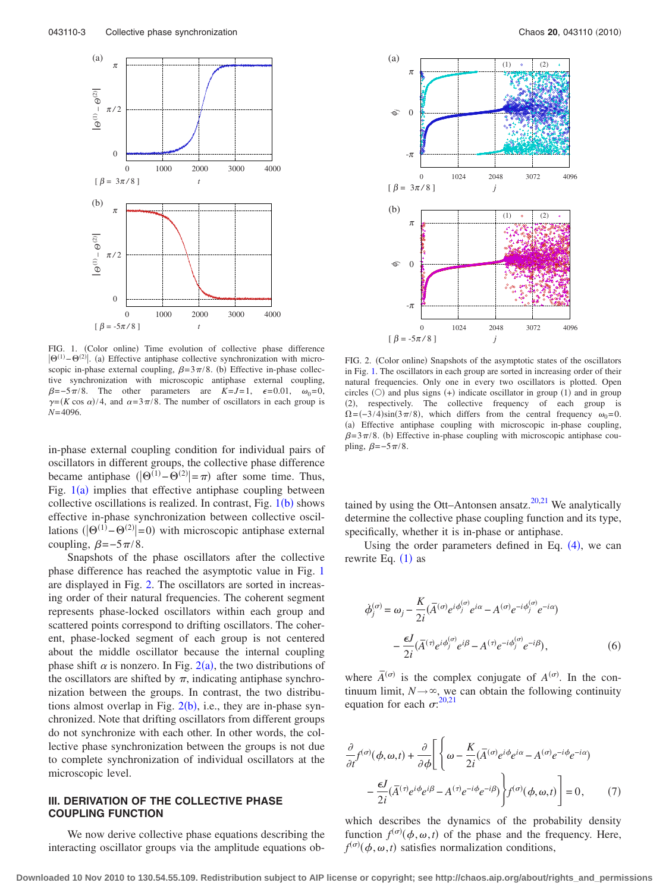FIG. 1. (Color online) Time evolution of collective phase difference $|\Theta^{(1)}-\Theta^{(2)}|$. (a) Effective antiphase collective synchronization with microscopic in-phase external coupling, $\beta=3\pi/8$. (b) Effective in-phase collective synchronization with microscopic antiphase external coupling, $\beta=-5\pi/8$. The other parameters are $K=J=1$, $\epsilon=0.01$, $\omega_0=0$, $\gamma=(K\cos\alpha)/4$, and $\alpha=3\pi/8$. The number of oscillators in each group is $N=4096$.

in-phase external coupling condition for individual pairs of oscillators in different groups, the collective phase difference became antiphase ($|\Theta^{(1)}-\Theta^{(2)}|=\pi$) after some time. Thus, Fig. 1(a) implies that effective antiphase coupling between collective oscillations is realized. In contrast, Fig. 1(b) shows effective in-phase synchronization between collective oscillations ($|\Theta^{(1)}-\Theta^{(2)}|=0$) with microscopic antiphase external coupling, $\beta=-5\pi/8$.

Snapshots of the phase oscillators after the collective phase difference has reached the asymptotic value in Fig. 1 are displayed in Fig. 2. The oscillators are sorted in increasing order of their natural frequencies. The coherent segment represents phase-locked oscillators within each group and scattered points correspond to drifting oscillators. The coherent, phase-locked segment of each group is not centered about the middle oscillator because the internal coupling phase shift $\alpha$ is nonzero. In Fig. 2(a), the two distributions of the oscillators are shifted by $\pi$, indicating antiphase synchronization between the groups. In contrast, the two distributions almost overlap in Fig. 2(b), i.e., they are in-phase synchronized. Note that drifting oscillators from different groups do not synchronize with each other. In other words, the collective phase synchronization between the groups is not due to complete synchronization of individual oscillators at the microscopic level.

FIG. 2. (Color online) Snapshots of the asymptotic states of the oscillators in Fig. 1. The oscillators in each group are sorted in increasing order of their natural frequencies. Only one in every two oscillators is plotted. Open circles (○) and plus signs (+) indicate oscillator in group (1) and in group (2), respectively. The collective frequency of each group is $\Omega=(-3/4)\sin(3\pi/8)$, which differs from the central frequency $\omega_0=0$. (a) Effective antiphase coupling with microscopic in-phase coupling, $\beta=3\pi/8$. (b) Effective in-phase coupling with microscopic antiphase coupling, $\beta=-5\pi/8$.

## III. DERIVATION OF THE COLLECTIVE PHASE COUPLING FUNCTION

We now derive collective phase equations describing the interacting oscillator groups via the amplitude equations obtained by using the Ott–Antonsen ansatz.[20,21] We analytically determine the collective phase coupling function and its type, specifically, whether it is in-phase or antiphase.

Using the order parameters defined in Eq. (4), we can rewrite Eq. (1) as

$$\dot{\phi}_j^{(\sigma)} = \omega_j - \frac{K}{2i}(\bar{A}^{(\sigma)}e^{i\phi_j^{(\sigma)}}e^{i\alpha} - A^{(\sigma)}e^{-i\phi_j^{(\sigma)}}e^{-i\alpha}) - \frac{\epsilon J}{2i}(\bar{A}^{(\tau)}e^{i\phi_j^{(\sigma)}}e^{i\beta} - A^{(\tau)}e^{-i\phi_j^{(\sigma)}}e^{-i\beta}), \tag{6}$$

where $\bar{A}^{(\sigma)}$ is the complex conjugate of $A^{(\sigma)}$. In the continuum limit, $N\to\infty$, we can obtain the following continuity equation for each $\sigma$:[20,21]

$$\frac{\partial}{\partial t}f^{(\sigma)}(\phi,\omega,t) + \frac{\partial}{\partial\phi}\Bigg[\Bigg\{\omega - \frac{K}{2i}(\bar{A}^{(\sigma)}e^{i\phi}e^{i\alpha} - A^{(\sigma)}e^{-i\phi}e^{-i\alpha}) - \frac{\epsilon J}{2i}(\bar{A}^{(\tau)}e^{i\phi}e^{i\beta} - A^{(\tau)}e^{-i\phi}e^{-i\beta})\Bigg\}f^{(\sigma)}(\phi,\omega,t)\Bigg] = 0, \tag{7}$$

which describes the dynamics of the probability density function $f^{(\sigma)}(\phi,\omega,t)$ of the phase and the frequency. Here, $f^{(\sigma)}(\phi,\omega,t)$ satisfies normalization conditions,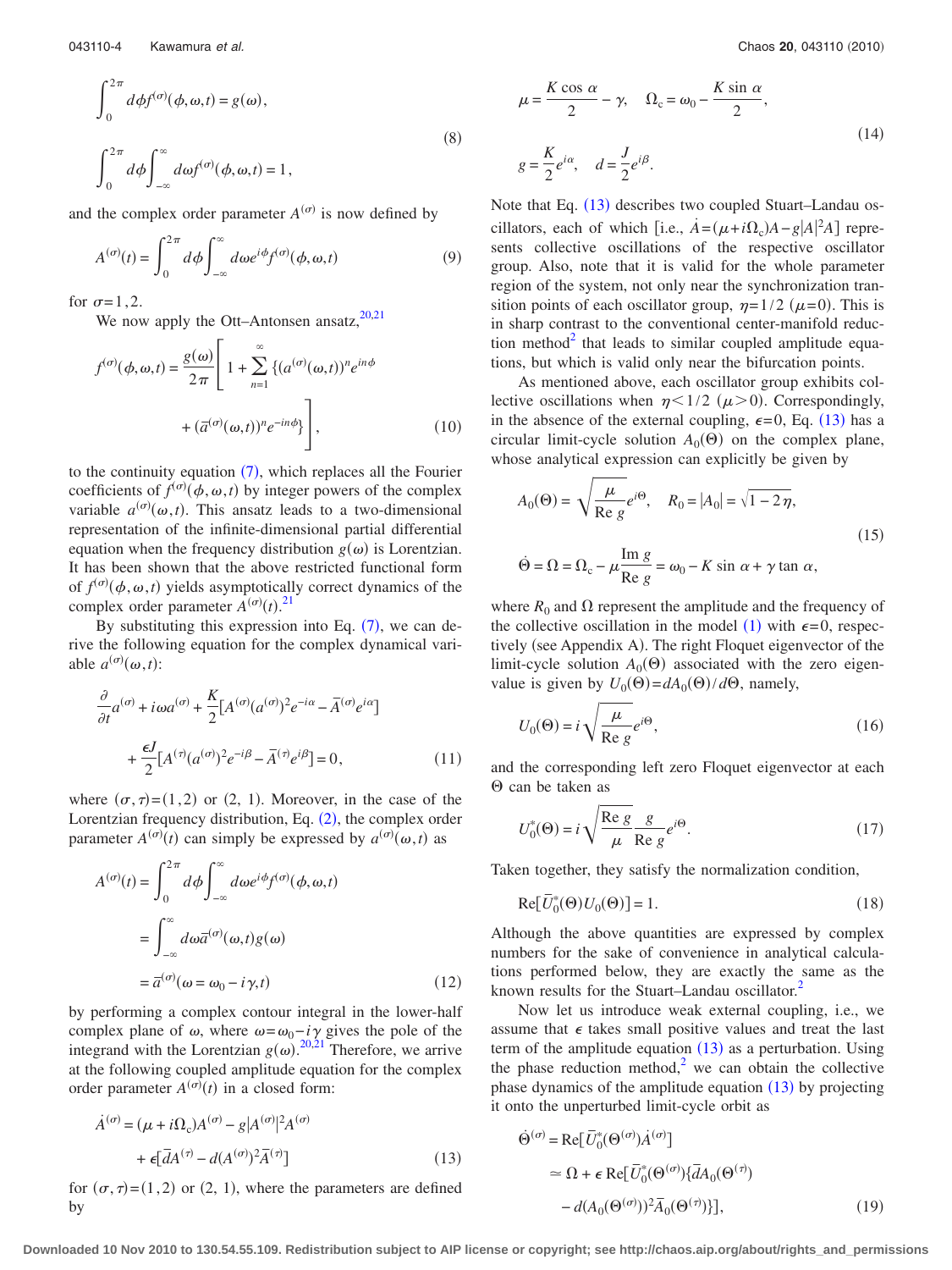$$\int_0^{2\pi} d\phi f^{(\sigma)}(\phi,\omega,t) = g(\omega),$$

$$\int_0^{2\pi} d\phi \int_{-\infty}^{\infty} d\omega f^{(\sigma)}(\phi,\omega,t) = 1, \tag{8}$$

and the complex order parameter $A^{(\sigma)}$ is now defined by

$$A^{(\sigma)}(t) = \int_0^{2\pi} d\phi \int_{-\infty}^{\infty} d\omega e^{i\phi} f^{(\sigma)}(\phi,\omega,t) \tag{9}$$

for $\sigma=1,2$.

We now apply the Ott–Antonsen ansatz,[20,21]

$$f^{(\sigma)}(\phi,\omega,t) = \frac{g(\omega)}{2\pi}\left[1 + \sum_{n=1}^{\infty}\{(a^{(\sigma)}(\omega,t))^n e^{in\phi} + (\bar{a}^{(\sigma)}(\omega,t))^n e^{-in\phi}\}\right], \tag{10}$$

to the continuity equation (7), which replaces all the Fourier coefficients of $f^{(\sigma)}(\phi,\omega,t)$ by integer powers of the complex variable $a^{(\sigma)}(\omega,t)$. This ansatz leads to a two-dimensional representation of the infinite-dimensional partial differential equation when the frequency distribution $g(\omega)$ is Lorentzian. It has been shown that the above restricted functional form of $f^{(\sigma)}(\phi,\omega,t)$ yields asymptotically correct dynamics of the complex order parameter $A^{(\sigma)}(t)$.[21]

By substituting this expression into Eq. (7), we can derive the following equation for the complex dynamical variable $a^{(\sigma)}(\omega,t)$:

$$\frac{\partial}{\partial t}a^{(\sigma)} + i\omega a^{(\sigma)} + \frac{K}{2}[A^{(\sigma)}(a^{(\sigma)})^2 e^{-i\alpha} - \bar{A}^{(\sigma)}e^{i\alpha}] + \frac{\epsilon J}{2}[A^{(\tau)}(a^{(\sigma)})^2 e^{-i\beta} - \bar{A}^{(\tau)}e^{i\beta}] = 0, \tag{11}$$

where $(\sigma,\tau)=(1,2)$ or $(2,1)$. Moreover, in the case of the Lorentzian frequency distribution, Eq. (2), the complex order parameter $A^{(\sigma)}(t)$ can simply be expressed by $a^{(\sigma)}(\omega,t)$ as

$$\begin{aligned} A^{(\sigma)}(t) &= \int_0^{2\pi} d\phi \int_{-\infty}^{\infty} d\omega e^{i\phi} f^{(\sigma)}(\phi,\omega,t) \\ &= \int_{-\infty}^{\infty} d\omega \bar{a}^{(\sigma)}(\omega,t) g(\omega) \\ &= \bar{a}^{(\sigma)}(\omega = \omega_0 - i\gamma, t) \end{aligned} \tag{12}$$

by performing a complex contour integral in the lower-half complex plane of $\omega$, where $\omega=\omega_0-i\gamma$ gives the pole of the integrand with the Lorentzian $g(\omega)$.[20,21] Therefore, we arrive at the following coupled amplitude equation for the complex order parameter $A^{(\sigma)}(t)$ in a closed form:

$$\dot{A}^{(\sigma)} = (\mu + i\Omega_c)A^{(\sigma)} - g|A^{(\sigma)}|^2 A^{(\sigma)} + \epsilon[\bar{d}A^{(\tau)} - d(A^{(\sigma)})^2\bar{A}^{(\tau)}] \tag{13}$$

for $(\sigma,\tau)=(1,2)$ or $(2,1)$, where the parameters are defined by

$$\mu = \frac{K\cos\alpha}{2} - \gamma, \quad \Omega_c = \omega_0 - \frac{K\sin\alpha}{2},$$

$$g = \frac{K}{2}e^{i\alpha}, \quad d = \frac{J}{2}e^{i\beta}. \tag{14}$$

Note that Eq. (13) describes two coupled Stuart–Landau oscillators, each of which [i.e., $\dot{A}=(\mu+i\Omega_c)A - g|A|^2 A$] represents collective oscillations of the respective oscillator group. Also, note that it is valid for the whole parameter region of the system, not only near the synchronization transition points of each oscillator group, $\eta=1/2$ ($\mu=0$). This is in sharp contrast to the conventional center-manifold reduction method[2] that leads to similar coupled amplitude equations, but which is valid only near the bifurcation points.

As mentioned above, each oscillator group exhibits collective oscillations when $\eta<1/2$ ($\mu>0$). Correspondingly, in the absence of the external coupling, $\epsilon=0$, Eq. (13) has a circular limit-cycle solution $A_0(\Theta)$ on the complex plane, whose analytical expression can explicitly be given by

$$A_0(\Theta) = \sqrt{\frac{\mu}{\mathrm{Re}\, g}}e^{i\Theta}, \quad R_0 = |A_0| = \sqrt{1-2\eta},$$

$$\dot{\Theta} = \Omega = \Omega_c - \mu\frac{\mathrm{Im}\, g}{\mathrm{Re}\, g} = \omega_0 - K\sin\alpha + \gamma\tan\alpha, \tag{15}$$

where $R_0$ and $\Omega$ represent the amplitude and the frequency of the collective oscillation in the model (1) with $\epsilon=0$, respectively (see Appendix A). The right Floquet eigenvector of the limit-cycle solution $A_0(\Theta)$ associated with the zero eigenvalue is given by $U_0(\Theta)=dA_0(\Theta)/d\Theta$, namely,

$$U_0(\Theta) = i\sqrt{\frac{\mu}{\mathrm{Re}\, g}}e^{i\Theta}, \tag{16}$$

and the corresponding left zero Floquet eigenvector at each $\Theta$ can be taken as

$$U_0^*(\Theta) = i\sqrt{\frac{\mathrm{Re}\, g}{\mu}}\frac{g}{\mathrm{Re}\, g}e^{i\Theta}. \tag{17}$$

Taken together, they satisfy the normalization condition,

$$\mathrm{Re}[\bar{U}_0^*(\Theta)U_0(\Theta)] = 1. \tag{18}$$

Although the above quantities are expressed by complex numbers for the sake of convenience in analytical calculations performed below, they are exactly the same as the known results for the Stuart–Landau oscillator.[2]

Now let us introduce weak external coupling, i.e., we assume that $\epsilon$ takes small positive values and treat the last term of the amplitude equation (13) as a perturbation. Using the phase reduction method,[2] we can obtain the collective phase dynamics of the amplitude equation (13) by projecting it onto the unperturbed limit-cycle orbit as

$$\begin{aligned} \dot{\Theta}^{(\sigma)} &= \mathrm{Re}[\bar{U}_0^*(\Theta^{(\sigma)})\dot{A}^{(\sigma)}] \\ &\simeq \Omega + \epsilon\,\mathrm{Re}[\bar{U}_0^*(\Theta^{(\sigma)})\{\bar{d}A_0(\Theta^{(\tau)}) - d(A_0(\Theta^{(\sigma)}))^2\bar{A}_0(\Theta^{(\tau)})\}], \end{aligned} \tag{19}$$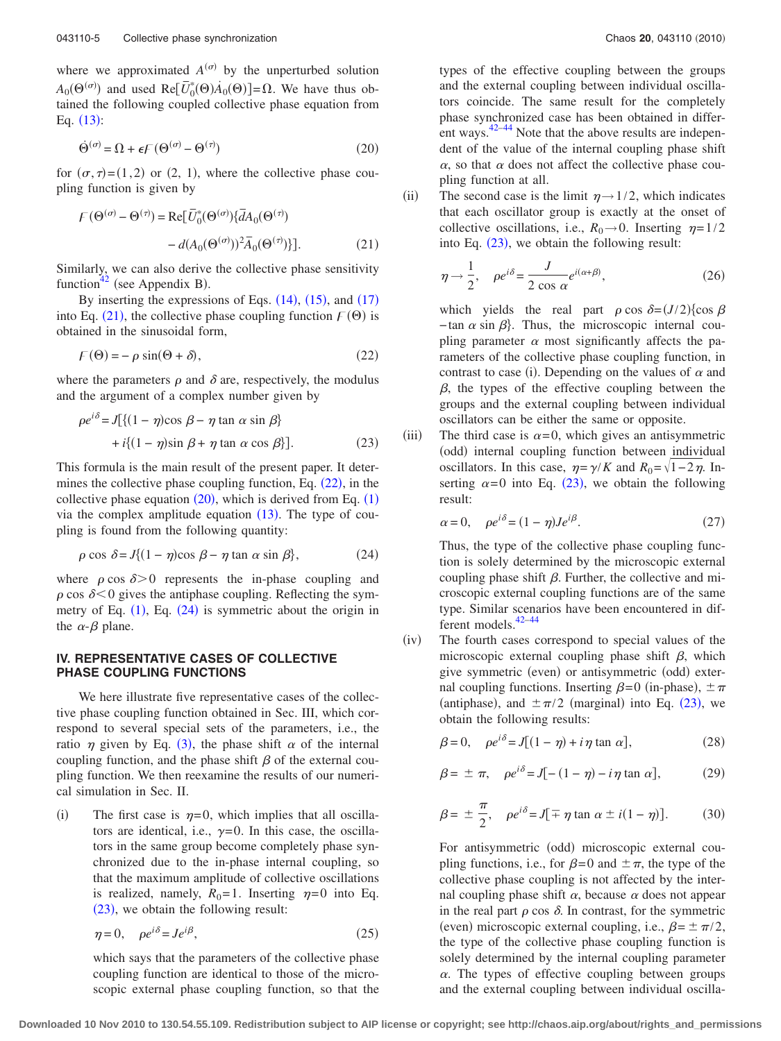where we approximated $A^{(\sigma)}$ by the unperturbed solution $A_0(\Theta^{(\sigma)})$ and used $\mathrm{Re}[\bar{U}_0^*(\Theta)\dot{A}_0(\Theta)]=\Omega$. We have thus obtained the following coupled collective phase equation from Eq. (13):

$$\dot{\Theta}^{(\sigma)} = \Omega + \epsilon \Gamma(\Theta^{(\sigma)} - \Theta^{(\tau)}) \tag{20}$$

for $(\sigma,\tau)=(1,2)$ or $(2,1)$, where the collective phase coupling function is given by

$$\Gamma(\Theta^{(\sigma)} - \Theta^{(\tau)}) = \mathrm{Re}[\bar{U}_0^*(\Theta^{(\sigma)})\{\bar{d}A_0(\Theta^{(\tau)}) - d(A_0(\Theta^{(\sigma)}))^2\bar{A}_0(\Theta^{(\tau)})\}]. \tag{21}$$

Similarly, we can also derive the collective phase sensitivity function[42] (see Appendix B).

By inserting the expressions of Eqs. (14), (15), and (17) into Eq. (21), the collective phase coupling function $\Gamma(\Theta)$ is obtained in the sinusoidal form,

$$\Gamma(\Theta) = -\rho \sin(\Theta + \delta), \tag{22}$$

where the parameters $\rho$ and $\delta$ are, respectively, the modulus and the argument of a complex number given by

$$\rho e^{i\delta} = J[\{(1-\eta)\cos\beta - \eta \tan\alpha \sin\beta\} + i\{(1-\eta)\sin\beta + \eta\tan\alpha\cos\beta\}]. \tag{23}$$

This formula is the main result of the present paper. It determines the collective phase coupling function, Eq. (22), in the collective phase equation (20), which is derived from Eq. (1) via the complex amplitude equation (13). The type of coupling is found from the following quantity:

$$\rho\cos\delta = J\{(1-\eta)\cos\beta - \eta\tan\alpha\sin\beta\}, \tag{24}$$

where $\rho\cos\delta>0$ represents the in-phase coupling and $\rho\cos\delta<0$ gives the antiphase coupling. Reflecting the symmetry of Eq. (1), Eq. (24) is symmetric about the origin in the $\alpha$-$\beta$ plane.

## IV. REPRESENTATIVE CASES OF COLLECTIVE PHASE COUPLING FUNCTIONS

We here illustrate five representative cases of the collective phase coupling function obtained in Sec. III, which correspond to several special sets of the parameters, i.e., the ratio $\eta$ given by Eq. (3), the phase shift $\alpha$ of the internal coupling function, and the phase shift $\beta$ of the external coupling function. We then reexamine the results of our numerical simulation in Sec. II.

(i) The first case is $\eta=0$, which implies that all oscillators are identical, i.e., $\gamma=0$. In this case, the oscillators in the same group become completely phase synchronized due to the in-phase internal coupling, so that the maximum amplitude of collective oscillations is realized, namely, $R_0=1$. Inserting $\eta=0$ into Eq. (23), we obtain the following result:

$$\eta=0, \quad \rho e^{i\delta} = Je^{i\beta}, \tag{25}$$

which says that the parameters of the collective phase coupling function are identical to those of the microscopic external phase coupling function, so that the types of the effective coupling between the groups and the external coupling between individual oscillators coincide. The same result for the completely phase synchronized case has been obtained in different ways.[42–44] Note that the above results are independent of the value of the internal coupling phase shift $\alpha$, so that $\alpha$ does not affect the collective phase coupling function at all.

(ii) The second case is the limit $\eta\to 1/2$, which indicates that each oscillator group is exactly at the onset of collective oscillations, i.e., $R_0\to 0$. Inserting $\eta=1/2$ into Eq. (23), we obtain the following result:

$$\eta\to\frac{1}{2}, \quad \rho e^{i\delta} = \frac{J}{2\cos\alpha}e^{i(\alpha+\beta)}, \tag{26}$$

which yields the real part $\rho\cos\delta=(J/2)\{\cos\beta - \tan\alpha\sin\beta\}$. Thus, the microscopic internal coupling parameter $\alpha$ most significantly affects the parameters of the collective phase coupling function, in contrast to case (i). Depending on the values of $\alpha$ and $\beta$, the types of the effective coupling between the groups and the external coupling between individual oscillators can be either the same or opposite.

(iii) The third case is $\alpha=0$, which gives an antisymmetric (odd) internal coupling function between individual oscillators. In this case, $\eta=\gamma/K$ and $R_0=\sqrt{1-2\eta}$. Inserting $\alpha=0$ into Eq. (23), we obtain the following result:

$$\alpha=0, \quad \rho e^{i\delta} = (1-\eta)Je^{i\beta}. \tag{27}$$

Thus, the type of the collective phase coupling function is solely determined by the microscopic external coupling phase shift $\beta$. Further, the collective and microscopic external coupling functions are of the same type. Similar scenarios have been encountered in different models.[42–44]

(iv) The fourth cases correspond to special values of the microscopic external coupling phase shift $\beta$, which give symmetric (even) or antisymmetric (odd) external coupling functions. Inserting $\beta=0$ (in-phase), $\pm\pi$ (antiphase), and $\pm\pi/2$ (marginal) into Eq. (23), we obtain the following results:

$$\beta=0, \quad \rho e^{i\delta} = J[(1-\eta) + i\eta\tan\alpha], \tag{28}$$

$$\beta=\pm\pi, \quad \rho e^{i\delta} = J[-(1-\eta) - i\eta\tan\alpha], \tag{29}$$

$$\beta=\pm\frac{\pi}{2}, \quad \rho e^{i\delta} = J[\mp\eta\tan\alpha \pm i(1-\eta)]. \tag{30}$$

For antisymmetric (odd) microscopic external coupling functions, i.e., for $\beta=0$ and $\pm\pi$, the type of the collective phase coupling is not affected by the internal coupling phase shift $\alpha$, because $\alpha$ does not appear in the real part $\rho\cos\delta$. In contrast, for the symmetric (even) microscopic external coupling, i.e., $\beta=\pm\pi/2$, the type of the collective phase coupling function is solely determined by the internal coupling parameter $\alpha$. The types of effective coupling between groups and the external coupling between individual oscilla-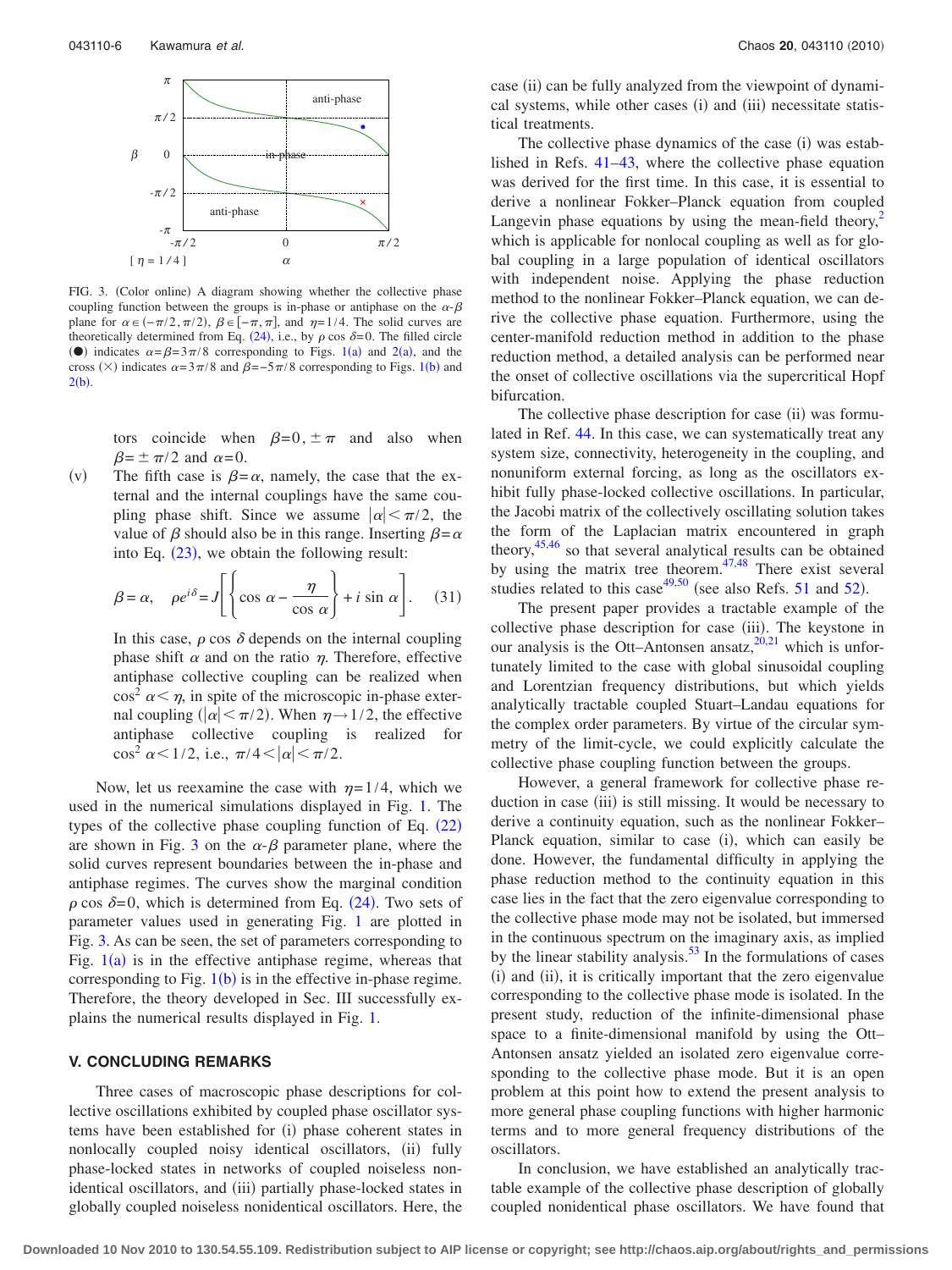FIG. 3. (Color online) A diagram showing whether the collective phase coupling function between the groups is in-phase or antiphase on the $\alpha$-$\beta$ plane for $\alpha \in (-\pi/2, \pi/2)$, $\beta \in [-\pi, \pi]$, and $\eta = 1/4$. The solid curves are theoretically determined from Eq. (24), i.e., by $\rho \cos \delta = 0$. The filled circle (●) indicates $\alpha = \beta = 3\pi/8$ corresponding to Figs. 1(a) and 2(a), and the cross (×) indicates $\alpha = 3\pi/8$ and $\beta = -5\pi/8$ corresponding to Figs. 1(b) and 2(b).

tors coincide when $\beta = 0, \pm\pi$ and also when $\beta = \pm\pi/2$ and $\alpha = 0$.

(v) The fifth case is $\beta = \alpha$, namely, the case that the external and the internal couplings have the same coupling phase shift. Since we assume $|\alpha| < \pi/2$, the value of $\beta$ should also be in this range. Inserting $\beta = \alpha$ into Eq. (23), we obtain the following result:

$$\beta = \alpha, \quad \rho e^{i\delta} = J\left[\left\{\cos \alpha - \frac{\eta}{\cos \alpha}\right\} + i \sin \alpha\right]. \tag{31}$$

In this case, $\rho \cos \delta$ depends on the internal coupling phase shift $\alpha$ and on the ratio $\eta$. Therefore, effective antiphase collective coupling can be realized when $\cos^2 \alpha < \eta$, in spite of the microscopic in-phase external coupling ($|\alpha| < \pi/2$). When $\eta \to 1/2$, the effective antiphase collective coupling is realized for $\cos^2 \alpha < 1/2$, i.e., $\pi/4 < |\alpha| < \pi/2$.

Now, let us reexamine the case with $\eta = 1/4$, which we used in the numerical simulations displayed in Fig. 1. The types of the collective phase coupling function of Eq. (22) are shown in Fig. 3 on the $\alpha$-$\beta$ parameter plane, where the solid curves represent boundaries between the in-phase and antiphase regimes. The curves show the marginal condition $\rho \cos \delta = 0$, which is determined from Eq. (24). Two sets of parameter values used in generating Fig. 1 are plotted in Fig. 3. As can be seen, the set of parameters corresponding to Fig. 1(a) is in the effective antiphase regime, whereas that corresponding to Fig. 1(b) is in the effective in-phase regime. Therefore, the theory developed in Sec. III successfully explains the numerical results displayed in Fig. 1.

## V. CONCLUDING REMARKS

Three cases of macroscopic phase descriptions for collective oscillations exhibited by coupled phase oscillator systems have been established for (i) phase coherent states in nonlocally coupled noisy identical oscillators, (ii) fully phase-locked states in networks of coupled noiseless nonidentical oscillators, and (iii) partially phase-locked states in globally coupled noiseless nonidentical oscillators. Here, the case (ii) can be fully analyzed from the viewpoint of dynamical systems, while other cases (i) and (iii) necessitate statistical treatments.

The collective phase dynamics of the case (i) was established in Refs. 41–43, where the collective phase equation was derived for the first time. In this case, it is essential to derive a nonlinear Fokker–Planck equation from coupled Langevin phase equations by using the mean-field theory,[2] which is applicable for nonlocal coupling as well as for global coupling in a large population of identical oscillators with independent noise. Applying the phase reduction method to the nonlinear Fokker–Planck equation, we can derive the collective phase equation. Furthermore, using the center-manifold reduction method in addition to the phase reduction method, a detailed analysis can be performed near the onset of collective oscillations via the supercritical Hopf bifurcation.

The collective phase description for case (ii) was formulated in Ref. 44. In this case, we can systematically treat any system size, connectivity, heterogeneity in the coupling, and nonuniform external forcing, as long as the oscillators exhibit fully phase-locked collective oscillations. In particular, the Jacobi matrix of the collectively oscillating solution takes the form of the Laplacian matrix encountered in graph theory,[45,46] so that several analytical results can be obtained by using the matrix tree theorem.[47,48] There exist several studies related to this case[49,50] (see also Refs. 51 and 52).

The present paper provides a tractable example of the collective phase description for case (iii). The keystone in our analysis is the Ott–Antonsen ansatz,[20,21] which is unfortunately limited to the case with global sinusoidal coupling and Lorentzian frequency distributions, but which yields analytically tractable coupled Stuart–Landau equations for the complex order parameters. By virtue of the circular symmetry of the limit-cycle, we could explicitly calculate the collective phase coupling function between the groups.

However, a general framework for collective phase reduction in case (iii) is still missing. It would be necessary to derive a continuity equation, such as the nonlinear Fokker–Planck equation, similar to case (i), which can easily be done. However, the fundamental difficulty in applying the phase reduction method to the continuity equation in this case lies in the fact that the zero eigenvalue corresponding to the collective phase mode may not be isolated, but immersed in the continuous spectrum on the imaginary axis, as implied by the linear stability analysis.[53] In the formulations of cases (i) and (ii), it is critically important that the zero eigenvalue corresponding to the collective phase mode is isolated. In the present study, reduction of the infinite-dimensional phase space to a finite-dimensional manifold by using the Ott–Antonsen ansatz yielded an isolated zero eigenvalue corresponding to the collective phase mode. But it is an open problem at this point how to extend the present analysis to more general phase coupling functions with higher harmonic terms and to more general frequency distributions of the oscillators.

In conclusion, we have established an analytically tractable example of the collective phase description of globally coupled nonidentical phase oscillators. We have found that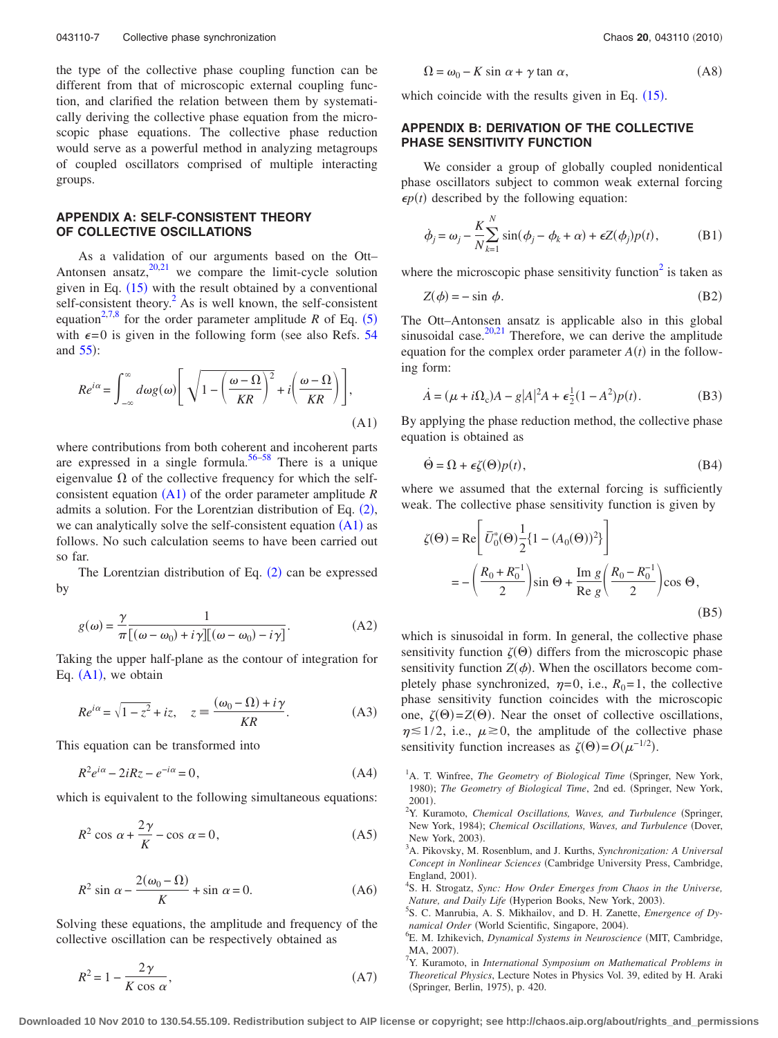the type of the collective phase coupling function can be different from that of microscopic external coupling function, and clarified the relation between them by systematically deriving the collective phase equation from the microscopic phase equations. The collective phase reduction would serve as a powerful method in analyzing metagroups of coupled oscillators comprised of multiple interacting groups.

## APPENDIX A: SELF-CONSISTENT THEORY OF COLLECTIVE OSCILLATIONS

As a validation of our arguments based on the Ott–Antonsen ansatz,[20,21] we compare the limit-cycle solution given in Eq. (15) with the result obtained by a conventional self-consistent theory.[2] As is well known, the self-consistent equation[2,7,8] for the order parameter amplitude $R$ of Eq. (5) with $\epsilon=0$ is given in the following form (see also Refs. 54 and 55):

$$Re^{i\alpha} = \int_{-\infty}^{\infty} d\omega g(\omega)\left[\sqrt{1-\left(\frac{\omega-\Omega}{KR}\right)^2} + i\left(\frac{\omega-\Omega}{KR}\right)\right], \tag{A1}$$

where contributions from both coherent and incoherent parts are expressed in a single formula.[56–58] There is a unique eigenvalue $\Omega$ of the collective frequency for which the self-consistent equation (A1) of the order parameter amplitude $R$ admits a solution. For the Lorentzian distribution of Eq. (2), we can analytically solve the self-consistent equation (A1) as follows. No such calculation seems to have been carried out so far.

The Lorentzian distribution of Eq. (2) can be expressed by

$$g(\omega) = \frac{\gamma}{\pi}\frac{1}{[(\omega-\omega_0)+i\gamma][(\omega-\omega_0)-i\gamma]}. \tag{A2}$$

Taking the upper half-plane as the contour of integration for Eq. (A1), we obtain

$$Re^{i\alpha} = \sqrt{1-z^2} + iz, \quad z \equiv \frac{(\omega_0-\Omega)+i\gamma}{KR}. \tag{A3}$$

This equation can be transformed into

$$R^2e^{i\alpha} - 2iRz - e^{-i\alpha} = 0, \tag{A4}$$

which is equivalent to the following simultaneous equations:

$$R^2\cos\alpha + \frac{2\gamma}{K} - \cos\alpha = 0, \tag{A5}$$

$$R^2\sin\alpha - \frac{2(\omega_0-\Omega)}{K} + \sin\alpha = 0. \tag{A6}$$

Solving these equations, the amplitude and frequency of the collective oscillation can be respectively obtained as

$$R^2 = 1 - \frac{2\gamma}{K\cos\alpha}, \tag{A7}$$

$$\Omega = \omega_0 - K\sin\alpha + \gamma\tan\alpha, \tag{A8}$$

which coincide with the results given in Eq. (15).

## APPENDIX B: DERIVATION OF THE COLLECTIVE PHASE SENSITIVITY FUNCTION

We consider a group of globally coupled nonidentical phase oscillators subject to common weak external forcing $\epsilon p(t)$ described by the following equation:

$$\dot{\phi}_j = \omega_j - \frac{K}{N}\sum_{k=1}^{N}\sin(\phi_j-\phi_k+\alpha) + \epsilon Z(\phi_j)p(t), \tag{B1}$$

where the microscopic phase sensitivity function[2] is taken as

$$Z(\phi) = -\sin\phi. \tag{B2}$$

The Ott–Antonsen ansatz is applicable also in this global sinusoidal case.[20,21] Therefore, we can derive the amplitude equation for the complex order parameter $A(t)$ in the following form:

$$\dot{A} = (\mu + i\Omega_c)A - g|A|^2A + \epsilon\tfrac{1}{2}(1-A^2)p(t). \tag{B3}$$

By applying the phase reduction method, the collective phase equation is obtained as

$$\dot{\Theta} = \Omega + \epsilon\zeta(\Theta)p(t), \tag{B4}$$

where we assumed that the external forcing is sufficiently weak. The collective phase sensitivity function is given by

$$\begin{aligned}\zeta(\Theta) &= \mathrm{Re}\left[\bar{U}_0^*(\Theta)\frac{1}{2}\{1-(A_0(\Theta))^2\}\right] \\ &= -\left(\frac{R_0+R_0^{-1}}{2}\right)\sin\Theta + \frac{\mathrm{Im}\, g}{\mathrm{Re}\, g}\left(\frac{R_0-R_0^{-1}}{2}\right)\cos\Theta,\end{aligned} \tag{B5}$$

which is sinusoidal in form. In general, the collective phase sensitivity function $\zeta(\Theta)$ differs from the microscopic phase sensitivity function $Z(\phi)$. When the oscillators become completely phase synchronized, $\eta=0$, i.e., $R_0=1$, the collective phase sensitivity function coincides with the microscopic one, $\zeta(\Theta)=Z(\Theta)$. Near the onset of collective oscillations, $\eta \lesssim 1/2$, i.e., $\mu \gtrsim 0$, the amplitude of the collective phase sensitivity function increases as $\zeta(\Theta)=O(\mu^{-1/2})$.

[1] A. T. Winfree, *The Geometry of Biological Time* (Springer, New York, 1980); *The Geometry of Biological Time*, 2nd ed. (Springer, New York, 2001).

[2] Y. Kuramoto, *Chemical Oscillations, Waves, and Turbulence* (Springer, New York, 1984); *Chemical Oscillations, Waves, and Turbulence* (Dover, New York, 2003).

[3] A. Pikovsky, M. Rosenblum, and J. Kurths, *Synchronization: A Universal Concept in Nonlinear Sciences* (Cambridge University Press, Cambridge, England, 2001).

[4] S. H. Strogatz, *Sync: How Order Emerges from Chaos in the Universe, Nature, and Daily Life* (Hyperion Books, New York, 2003).

[5] S. C. Manrubia, A. S. Mikhailov, and D. H. Zanette, *Emergence of Dynamical Order* (World Scientific, Singapore, 2004).

[6] E. M. Izhikevich, *Dynamical Systems in Neuroscience* (MIT, Cambridge, MA, 2007).

[7] Y. Kuramoto, in *International Symposium on Mathematical Problems in Theoretical Physics*, Lecture Notes in Physics Vol. 39, edited by H. Araki (Springer, Berlin, 1975), p. 420.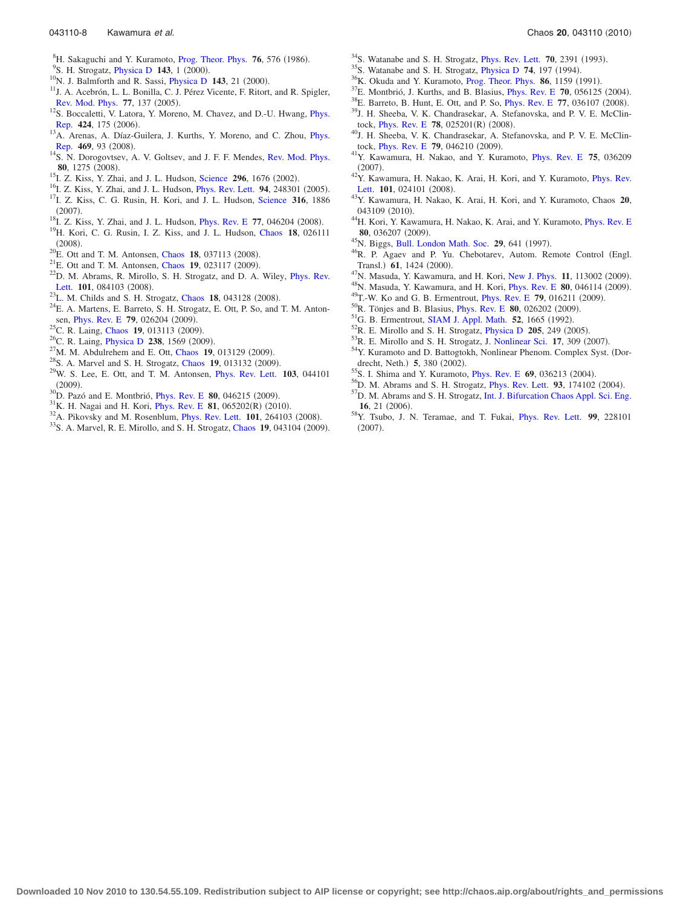[8] H. Sakaguchi and Y. Kuramoto, Prog. Theor. Phys. **76**, 576 (1986).
[9] S. H. Strogatz, Physica D **143**, 1 (2000).
[10] N. J. Balmforth and R. Sassi, Physica D **143**, 21 (2000).
[11] J. A. Acebrón, L. L. Bonilla, C. J. Pérez Vicente, F. Ritort, and R. Spigler, Rev. Mod. Phys. **77**, 137 (2005).
[12] S. Boccaletti, V. Latora, Y. Moreno, M. Chavez, and D.-U. Hwang, Phys. Rep. **424**, 175 (2006).
[13] A. Arenas, A. Díaz-Guilera, J. Kurths, Y. Moreno, and C. Zhou, Phys. Rep. **469**, 93 (2008).
[14] S. N. Dorogovtsev, A. V. Goltsev, and J. F. F. Mendes, Rev. Mod. Phys. **80**, 1275 (2008).
[15] I. Z. Kiss, Y. Zhai, and J. L. Hudson, Science **296**, 1676 (2002).
[16] I. Z. Kiss, Y. Zhai, and J. L. Hudson, Phys. Rev. Lett. **94**, 248301 (2005).
[17] I. Z. Kiss, C. G. Rusin, H. Kori, and J. L. Hudson, Science **316**, 1886 (2007).
[18] I. Z. Kiss, Y. Zhai, and J. L. Hudson, Phys. Rev. E **77**, 046204 (2008).
[19] H. Kori, C. G. Rusin, I. Z. Kiss, and J. L. Hudson, Chaos **18**, 026111 (2008).
[20] E. Ott and T. M. Antonsen, Chaos **18**, 037113 (2008).
[21] E. Ott and T. M. Antonsen, Chaos **19**, 023117 (2009).
[22] D. M. Abrams, R. Mirollo, S. H. Strogatz, and D. A. Wiley, Phys. Rev. Lett. **101**, 084103 (2008).
[23] L. M. Childs and S. H. Strogatz, Chaos **18**, 043128 (2008).
[24] E. A. Martens, E. Barreto, S. H. Strogatz, E. Ott, P. So, and T. M. Antonsen, Phys. Rev. E **79**, 026204 (2009).
[25] C. R. Laing, Chaos **19**, 013113 (2009).
[26] C. R. Laing, Physica D **238**, 1569 (2009).
[27] M. M. Abdulrehem and E. Ott, Chaos **19**, 013129 (2009).
[28] S. A. Marvel and S. H. Strogatz, Chaos **19**, 013132 (2009).
[29] W. S. Lee, E. Ott, and T. M. Antonsen, Phys. Rev. Lett. **103**, 044101 (2009).
[30] D. Pazó and E. Montbrió, Phys. Rev. E **80**, 046215 (2009).
[31] K. H. Nagai and H. Kori, Phys. Rev. E **81**, 065202(R) (2010).
[32] A. Pikovsky and M. Rosenblum, Phys. Rev. Lett. **101**, 264103 (2008).
[33] S. A. Marvel, R. E. Mirollo, and S. H. Strogatz, Chaos **19**, 043104 (2009).
[34] S. Watanabe and S. H. Strogatz, Phys. Rev. Lett. **70**, 2391 (1993).
[35] S. Watanabe and S. H. Strogatz, Physica D **74**, 197 (1994).
[36] K. Okuda and Y. Kuramoto, Prog. Theor. Phys. **86**, 1159 (1991).
[37] E. Montbrió, J. Kurths, and B. Blasius, Phys. Rev. E **70**, 056125 (2004).
[38] E. Barreto, B. Hunt, E. Ott, and P. So, Phys. Rev. E **77**, 036107 (2008).
[39] J. H. Sheeba, V. K. Chandrasekar, A. Stefanovska, and P. V. E. McClintock, Phys. Rev. E **78**, 025201(R) (2008).
[40] J. H. Sheeba, V. K. Chandrasekar, A. Stefanovska, and P. V. E. McClintock, Phys. Rev. E **79**, 046210 (2009).
[41] Y. Kawamura, H. Nakao, and Y. Kuramoto, Phys. Rev. E **75**, 036209 (2007).
[42] Y. Kawamura, H. Nakao, K. Arai, H. Kori, and Y. Kuramoto, Phys. Rev. Lett. **101**, 024101 (2008).
[43] Y. Kawamura, H. Nakao, K. Arai, H. Kori, and Y. Kuramoto, Chaos **20**, 043109 (2010).
[44] H. Kori, Y. Kawamura, H. Nakao, K. Arai, and Y. Kuramoto, Phys. Rev. E **80**, 036207 (2009).
[45] N. Biggs, Bull. London Math. Soc. **29**, 641 (1997).
[46] R. P. Agaev and P. Yu. Chebotarev, Autom. Remote Control (Engl. Transl.) **61**, 1424 (2000).
[47] N. Masuda, Y. Kawamura, and H. Kori, New J. Phys. **11**, 113002 (2009).
[48] N. Masuda, Y. Kawamura, and H. Kori, Phys. Rev. E **80**, 046114 (2009).
[49] T.-W. Ko and G. B. Ermentrout, Phys. Rev. E **79**, 016211 (2009).
[50] R. Tönjes and B. Blasius, Phys. Rev. E **80**, 026202 (2009).
[51] G. B. Ermentrout, SIAM J. Appl. Math. **52**, 1665 (1992).
[52] R. E. Mirollo and S. H. Strogatz, Physica D **205**, 249 (2005).
[53] R. E. Mirollo and S. H. Strogatz, J. Nonlinear Sci. **17**, 309 (2007).
[54] Y. Kuramoto and D. Battogtokh, Nonlinear Phenom. Complex Syst. (Dordrecht, Neth.) **5**, 380 (2002).
[55] S. I. Shima and Y. Kuramoto, Phys. Rev. E **69**, 036213 (2004).
[56] D. M. Abrams and S. H. Strogatz, Phys. Rev. Lett. **93**, 174102 (2004).
[57] D. M. Abrams and S. H. Strogatz, Int. J. Bifurcation Chaos Appl. Sci. Eng. **16**, 21 (2006).
[58] Y. Tsubo, J. N. Teramae, and T. Fukai, Phys. Rev. Lett. **99**, 228101 (2007).